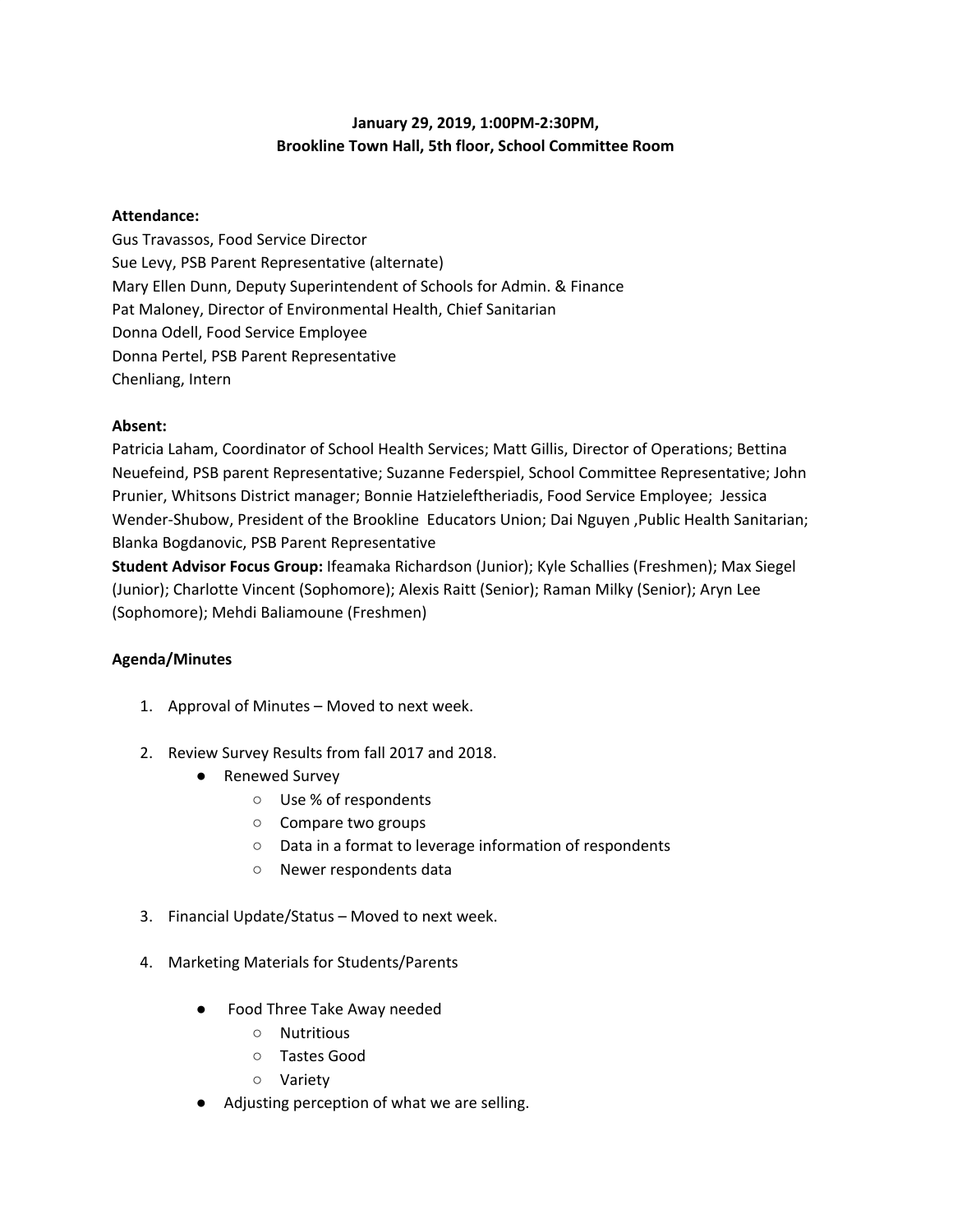**January 29, 2019, 1:00PM-2:30PM,**
**Brookline Town Hall, 5th floor, School Committee Room**

**Attendance:**
Gus Travassos, Food Service Director
Sue Levy, PSB Parent Representative (alternate)
Mary Ellen Dunn, Deputy Superintendent of Schools for Admin. & Finance
Pat Maloney, Director of Environmental Health, Chief Sanitarian
Donna Odell, Food Service Employee
Donna Pertel, PSB Parent Representative
Chenliang, Intern

**Absent:**
Patricia Laham, Coordinator of School Health Services; Matt Gillis, Director of Operations; Bettina Neuefeind, PSB parent Representative; Suzanne Federspiel, School Committee Representative; John Prunier, Whitsons District manager; Bonnie Hatzieleftheriadis, Food Service Employee; Jessica Wender-Shubow, President of the Brookline Educators Union; Dai Nguyen ,Public Health Sanitarian; Blanka Bogdanovic, PSB Parent Representative
**Student Advisor Focus Group:** Ifeamaka Richardson (Junior); Kyle Schallies (Freshmen); Max Siegel (Junior); Charlotte Vincent (Sophomore); Alexis Raitt (Senior); Raman Milky (Senior); Aryn Lee (Sophomore); Mehdi Baliamoune (Freshmen)

**Agenda/Minutes**

1. Approval of Minutes – Moved to next week.

2. Review Survey Results from fall 2017 and 2018.
   - Renewed Survey
     - Use % of respondents
     - Compare two groups
     - Data in a format to leverage information of respondents
     - Newer respondents data

3. Financial Update/Status – Moved to next week.

4. Marketing Materials for Students/Parents
   - Food Three Take Away needed
     - Nutritious
     - Tastes Good
     - Variety
   - Adjusting perception of what we are selling.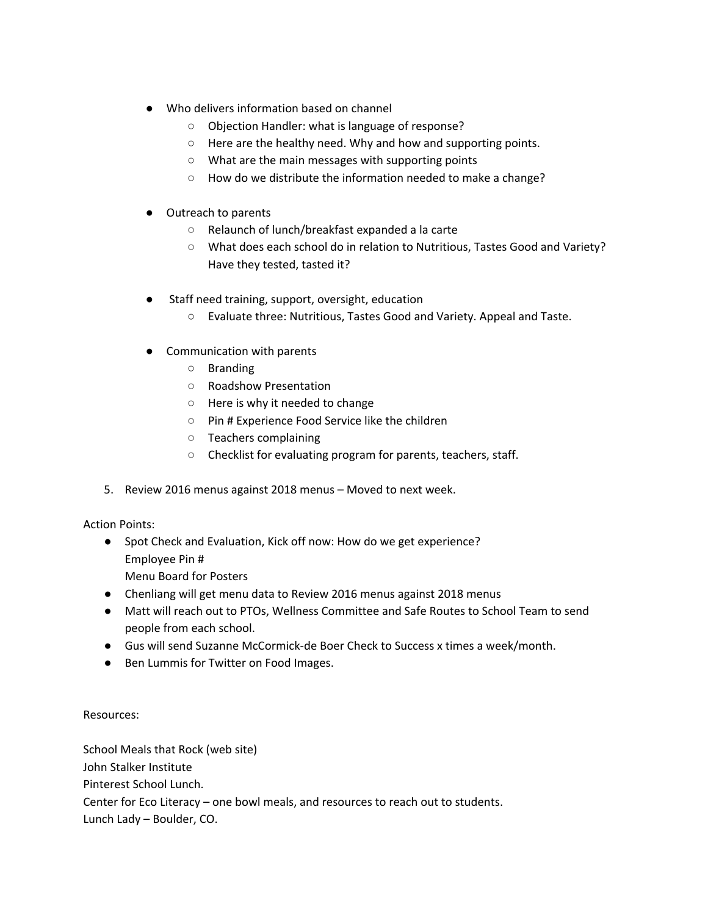- Who delivers information based on channel
    - Objection Handler: what is language of response?
    - Here are the healthy need. Why and how and supporting points.
    - What are the main messages with supporting points
    - How do we distribute the information needed to make a change?

- Outreach to parents
    - Relaunch of lunch/breakfast expanded a la carte
    - What does each school do in relation to Nutritious, Tastes Good and Variety? Have they tested, tasted it?

- Staff need training, support, oversight, education
    - Evaluate three: Nutritious, Tastes Good and Variety. Appeal and Taste.

- Communication with parents
    - Branding
    - Roadshow Presentation
    - Here is why it needed to change
    - Pin # Experience Food Service like the children
    - Teachers complaining
    - Checklist for evaluating program for parents, teachers, staff.

5. Review 2016 menus against 2018 menus – Moved to next week.

Action Points:

- Spot Check and Evaluation, Kick off now: How do we get experience?
  Employee Pin #
  Menu Board for Posters
- Chenliang will get menu data to Review 2016 menus against 2018 menus
- Matt will reach out to PTOs, Wellness Committee and Safe Routes to School Team to send people from each school.
- Gus will send Suzanne McCormick-de Boer Check to Success x times a week/month.
- Ben Lummis for Twitter on Food Images.

Resources:

School Meals that Rock (web site)
John Stalker Institute
Pinterest School Lunch.
Center for Eco Literacy – one bowl meals, and resources to reach out to students.
Lunch Lady – Boulder, CO.